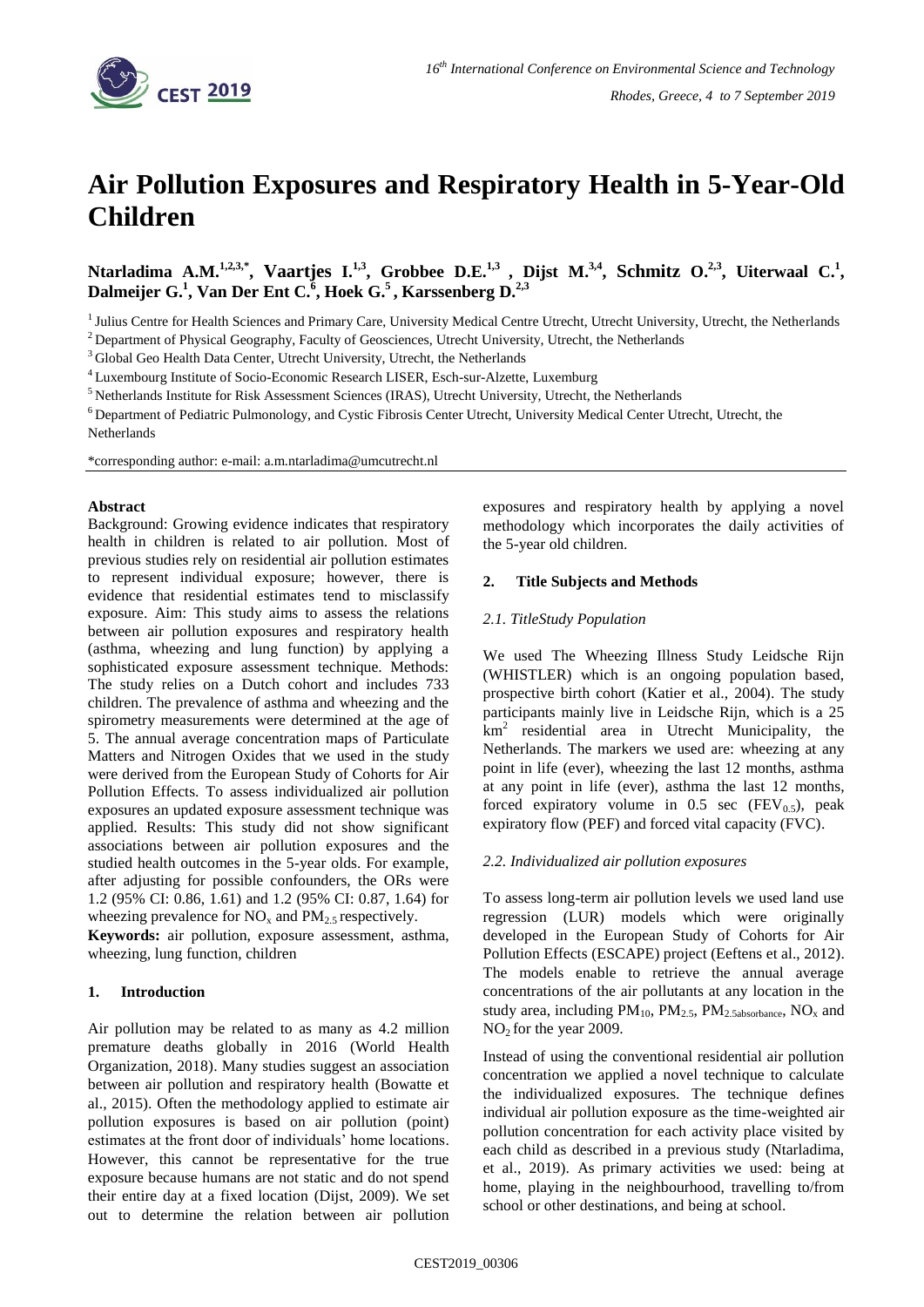# Air Pollution Exposures and Respiratory Health in 5-Year-Old Children

**Ntarladima A.M.[1,2,3,*], Vaartjes I.[1,3], Grobbee D.E.[1,3], Dijst M.[3,4], Schmitz O.[2,3], Uiterwaal C.[1], Dalmeijer G.[1], Van Der Ent C.[6], Hoek G.[5], Karssenberg D.[2,3]**

[1] Julius Centre for Health Sciences and Primary Care, University Medical Centre Utrecht, Utrecht University, Utrecht, the Netherlands

[2] Department of Physical Geography, Faculty of Geosciences, Utrecht University, Utrecht, the Netherlands

[3] Global Geo Health Data Center, Utrecht University, Utrecht, the Netherlands

[4] Luxembourg Institute of Socio-Economic Research LISER, Esch-sur-Alzette, Luxemburg

[5] Netherlands Institute for Risk Assessment Sciences (IRAS), Utrecht University, Utrecht, the Netherlands

[6] Department of Pediatric Pulmonology, and Cystic Fibrosis Center Utrecht, University Medical Center Utrecht, Utrecht, the Netherlands

*corresponding author: e-mail: a.m.ntarladima@umcutrecht.nl

**Abstract**

Background: Growing evidence indicates that respiratory health in children is related to air pollution. Most of previous studies rely on residential air pollution estimates to represent individual exposure; however, there is evidence that residential estimates tend to misclassify exposure. Aim: This study aims to assess the relations between air pollution exposures and respiratory health (asthma, wheezing and lung function) by applying a sophisticated exposure assessment technique. Methods: The study relies on a Dutch cohort and includes 733 children. The prevalence of asthma and wheezing and the spirometry measurements were determined at the age of 5. The annual average concentration maps of Particulate Matters and Nitrogen Oxides that we used in the study were derived from the European Study of Cohorts for Air Pollution Effects. To assess individualized air pollution exposures an updated exposure assessment technique was applied. Results: This study did not show significant associations between air pollution exposures and the studied health outcomes in the 5-year olds. For example, after adjusting for possible confounders, the ORs were 1.2 (95% CI: 0.86, 1.61) and 1.2 (95% CI: 0.87, 1.64) for wheezing prevalence for $NO_x$ and $PM_{2.5}$ respectively.

**Keywords:** air pollution, exposure assessment, asthma, wheezing, lung function, children

## 1. Introduction

Air pollution may be related to as many as 4.2 million premature deaths globally in 2016 (World Health Organization, 2018). Many studies suggest an association between air pollution and respiratory health (Bowatte et al., 2015). Often the methodology applied to estimate air pollution exposures is based on air pollution (point) estimates at the front door of individuals' home locations. However, this cannot be representative for the true exposure because humans are not static and do not spend their entire day at a fixed location (Dijst, 2009). We set out to determine the relation between air pollution exposures and respiratory health by applying a novel methodology which incorporates the daily activities of the 5-year old children.

## 2. Title Subjects and Methods

### 2.1. TitleStudy Population

We used The Wheezing Illness Study Leidsche Rijn (WHISTLER) which is an ongoing population based, prospective birth cohort (Katier et al., 2004). The study participants mainly live in Leidsche Rijn, which is a 25 $km^2$ residential area in Utrecht Municipality, the Netherlands. The markers we used are: wheezing at any point in life (ever), wheezing the last 12 months, asthma at any point in life (ever), asthma the last 12 months, forced expiratory volume in 0.5 sec ($FEV_{0.5}$), peak expiratory flow (PEF) and forced vital capacity (FVC).

### 2.2. Individualized air pollution exposures

To assess long-term air pollution levels we used land use regression (LUR) models which were originally developed in the European Study of Cohorts for Air Pollution Effects (ESCAPE) project (Eeftens et al., 2012). The models enable to retrieve the annual average concentrations of the air pollutants at any location in the study area, including $PM_{10}$, $PM_{2.5}$, $PM_{2.5absorbance}$, $NO_x$ and $NO_2$ for the year 2009.

Instead of using the conventional residential air pollution concentration we applied a novel technique to calculate the individualized exposures. The technique defines individual air pollution exposure as the time-weighted air pollution concentration for each activity place visited by each child as described in a previous study (Ntarladima, et al., 2019). As primary activities we used: being at home, playing in the neighbourhood, travelling to/from school or other destinations, and being at school.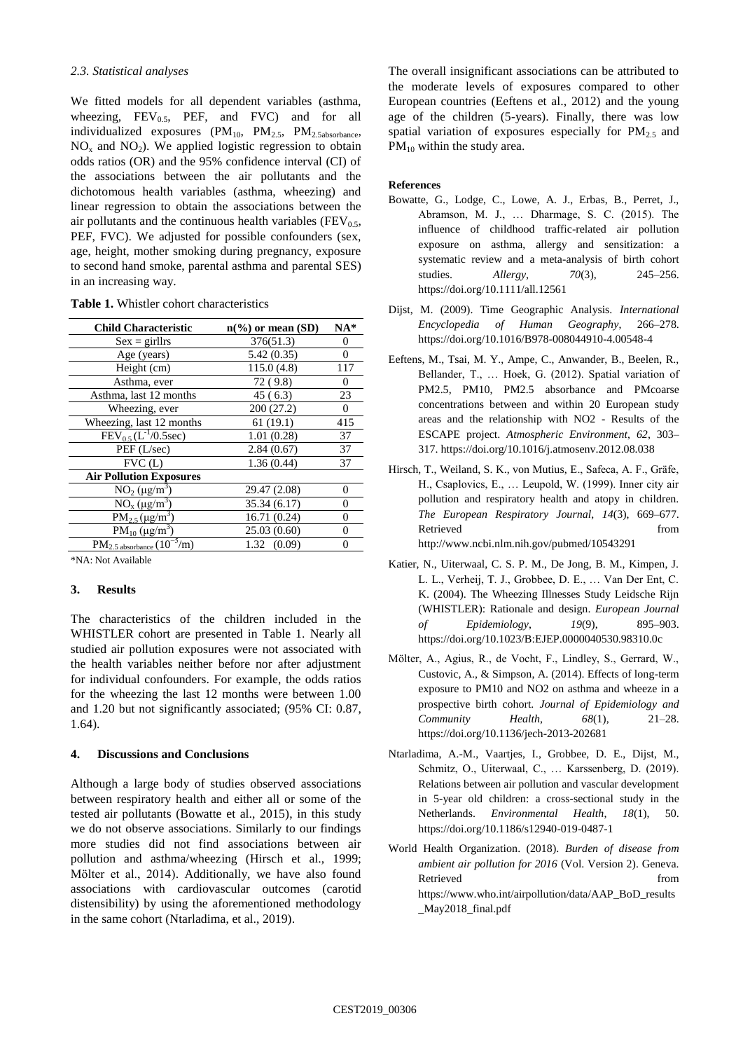### 2.3. Statistical analyses

We fitted models for all dependent variables (asthma, wheezing, $FEV_{0.5}$, PEF, and FVC) and for all individualized exposures ($PM_{10}$, $PM_{2.5}$, $PM_{2.5absorbance}$, $NO_x$ and $NO_2$). We applied logistic regression to obtain odds ratios (OR) and the 95% confidence interval (CI) of the associations between the air pollutants and the dichotomous health variables (asthma, wheezing) and linear regression to obtain the associations between the air pollutants and the continuous health variables ($FEV_{0.5}$, PEF, FVC). We adjusted for possible confounders (sex, age, height, mother smoking during pregnancy, exposure to second hand smoke, parental asthma and parental SES) in an increasing way.

**Table 1.** Whistler cohort characteristics

| Child Characteristic | n(%) or mean (SD) | NA* |
|---|---|---|
| Sex = girllrs | 376(51.3) | 0 |
| Age (years) | 5.42 (0.35) | 0 |
| Height (cm) | 115.0 (4.8) | 117 |
| Asthma, ever | 72 ( 9.8) | 0 |
| Asthma, last 12 months | 45 ( 6.3) | 23 |
| Wheezing, ever | 200 (27.2) | 0 |
| Wheezing, last 12 months | 61 (19.1) | 415 |
| $FEV_{0.5}$ ($L^{-1}$/0.5sec) | 1.01 (0.28) | 37 |
| PEF (L/sec) | 2.84 (0.67) | 37 |
| FVC (L) | 1.36 (0.44) | 37 |
| **Air Pollution Exposures** | | |
| $NO_2$ ($\mu g/m^3$) | 29.47 (2.08) | 0 |
| $NO_x$ ($\mu g/m^3$) | 35.34 (6.17) | 0 |
| $PM_{2.5}$ ($\mu g/m^3$) | 16.71 (0.24) | 0 |
| $PM_{10}$ ($\mu g/m^3$) | 25.03 (0.60) | 0 |
| $PM_{2.5\ absorbance}$ ($10^{-5}$/m) | 1.32 (0.09) | 0 |

*NA: Not Available

## 3. Results

The characteristics of the children included in the WHISTLER cohort are presented in Table 1. Nearly all studied air pollution exposures were not associated with the health variables neither before nor after adjustment for individual confounders. For example, the odds ratios for the wheezing the last 12 months were between 1.00 and 1.20 but not significantly associated; (95% CI: 0.87, 1.64).

## 4. Discussions and Conclusions

Although a large body of studies observed associations between respiratory health and either all or some of the tested air pollutants (Bowatte et al., 2015), in this study we do not observe associations. Similarly to our findings more studies did not find associations between air pollution and asthma/wheezing (Hirsch et al., 1999; Mölter et al., 2014). Additionally, we have also found associations with cardiovascular outcomes (carotid distensibility) by using the aforementioned methodology in the same cohort (Ntarladima, et al., 2019).

The overall insignificant associations can be attributed to the moderate levels of exposures compared to other European countries (Eeftens et al., 2012) and the young age of the children (5-years). Finally, there was low spatial variation of exposures especially for $PM_{2.5}$ and $PM_{10}$ within the study area.

**References**

Bowatte, G., Lodge, C., Lowe, A. J., Erbas, B., Perret, J., Abramson, M. J., … Dharmage, S. C. (2015). The influence of childhood traffic-related air pollution exposure on asthma, allergy and sensitization: a systematic review and a meta-analysis of birth cohort studies. *Allergy*, *70*(3), 245–256. https://doi.org/10.1111/all.12561

Dijst, M. (2009). Time Geographic Analysis. *International Encyclopedia of Human Geography*, 266–278. https://doi.org/10.1016/B978-008044910-4.00548-4

Eeftens, M., Tsai, M. Y., Ampe, C., Anwander, B., Beelen, R., Bellander, T., … Hoek, G. (2012). Spatial variation of PM2.5, PM10, PM2.5 absorbance and PMcoarse concentrations between and within 20 European study areas and the relationship with NO2 - Results of the ESCAPE project. *Atmospheric Environment*, *62*, 303–317. https://doi.org/10.1016/j.atmosenv.2012.08.038

Hirsch, T., Weiland, S. K., von Mutius, E., Safeca, A. F., Gräfe, H., Csaplovics, E., … Leupold, W. (1999). Inner city air pollution and respiratory health and atopy in children. *The European Respiratory Journal*, *14*(3), 669–677. Retrieved from http://www.ncbi.nlm.nih.gov/pubmed/10543291

Katier, N., Uiterwaal, C. S. P. M., De Jong, B. M., Kimpen, J. L. L., Verheij, T. J., Grobbee, D. E., … Van Der Ent, C. K. (2004). The Wheezing Illnesses Study Leidsche Rijn (WHISTLER): Rationale and design. *European Journal of Epidemiology*, *19*(9), 895–903. https://doi.org/10.1023/B:EJEP.0000040530.98310.0c

Mölter, A., Agius, R., de Vocht, F., Lindley, S., Gerrard, W., Custovic, A., & Simpson, A. (2014). Effects of long-term exposure to PM10 and NO2 on asthma and wheeze in a prospective birth cohort. *Journal of Epidemiology and Community Health*, *68*(1), 21–28. https://doi.org/10.1136/jech-2013-202681

Ntarladima, A.-M., Vaartjes, I., Grobbee, D. E., Dijst, M., Schmitz, O., Uiterwaal, C., … Karssenberg, D. (2019). Relations between air pollution and vascular development in 5-year old children: a cross-sectional study in the Netherlands. *Environmental Health*, *18*(1), 50. https://doi.org/10.1186/s12940-019-0487-1

World Health Organization. (2018). *Burden of disease from ambient air pollution for 2016* (Vol. Version 2). Geneva. Retrieved from https://www.who.int/airpollution/data/AAP_BoD_results_May2018_final.pdf